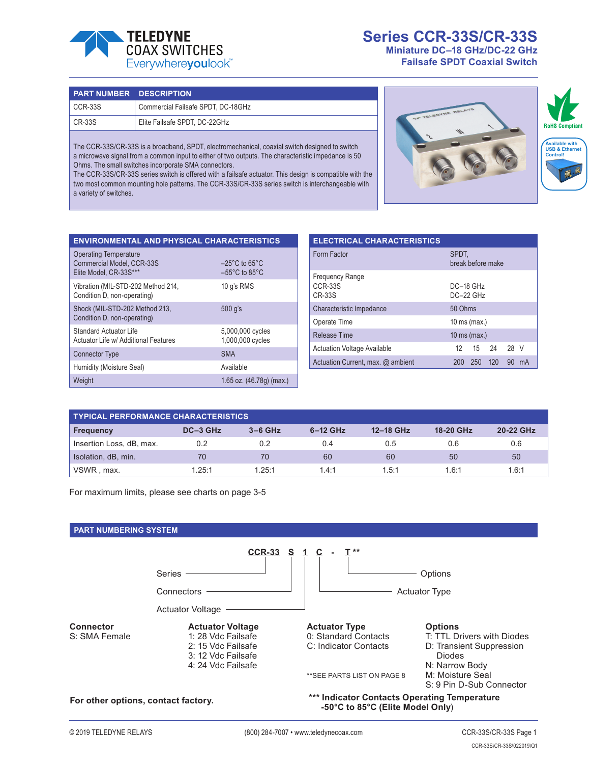# Series CCR-33S/CR-33S

## Miniature DC–18 GHz/DC-22 GHz Failsafe SPDT Coaxial Switch

TELEDYNE COAX SWITCHES
Everywhereyoulook™

| PART NUMBER | DESCRIPTION |
| --- | --- |
| CCR-33S | Commercial Failsafe SPDT, DC-18GHz |
| CR-33S | Elite Failsafe SPDT, DC-22GHz |

The CCR-33S/CR-33S is a broadband, SPDT, electromechanical, coaxial switch designed to switch a microwave signal from a common input to either of two outputs. The characteristic impedance is 50 Ohms. The small switches incorporate SMA connectors.
The CCR-33S/CR-33S series switch is offered with a failsafe actuator. This design is compatible with the two most common mounting hole patterns. The CCR-33S/CR-33S series switch is interchangeable with a variety of switches.

RoHS Compliant

Available with USB & Ethernet Control!

| ENVIRONMENTAL AND PHYSICAL CHARACTERISTICS | |
| --- | --- |
| Operating Temperature<br>Commercial Model, CCR-33S<br>Elite Model, CR-33S*** | <br>–25°C to 65°C<br>–55°C to 85°C |
| Vibration (MIL-STD-202 Method 214, Condition D, non-operating) | 10 g's RMS |
| Shock (MIL-STD-202 Method 213, Condition D, non-operating) | 500 g's |
| Standard Actuator Life<br>Actuator Life w/ Additional Features | 5,000,000 cycles<br>1,000,000 cycles |
| Connector Type | SMA |
| Humidity (Moisture Seal) | Available |
| Weight | 1.65 oz. (46.78g) (max.) |

| ELECTRICAL CHARACTERISTICS | | | | | |
| --- | --- | --- | --- | --- | --- |
| Form Factor | SPDT, break before make | | | | |
| Frequency Range<br>CCR-33S<br>CR-33S | <br>DC–18 GHz<br>DC–22 GHz | | | | |
| Characteristic Impedance | 50 Ohms | | | | |
| Operate Time | 10 ms (max.) | | | | |
| Release Time | 10 ms (max.) | | | | |
| Actuation Voltage Available | 12 | 15 | 24 | 28 | V |
| Actuation Current, max. @ ambient | 200 | 250 | 120 | 90 | mA |

| TYPICAL PERFORMANCE CHARACTERISTICS | | | | | | |
| --- | --- | --- | --- | --- | --- | --- |
| **Frequency** | **DC–3 GHz** | **3–6 GHz** | **6–12 GHz** | **12–18 GHz** | **18-20 GHz** | **20-22 GHz** |
| Insertion Loss, dB, max. | 0.2 | 0.2 | 0.4 | 0.5 | 0.6 | 0.6 |
| Isolation, dB, min. | 70 | 70 | 60 | 60 | 50 | 50 |
| VSWR , max. | 1.25:1 | 1.25:1 | 1.4:1 | 1.5:1 | 1.6:1 | 1.6:1 |

For maximum limits, please see charts on page 3-5

## PART NUMBERING SYSTEM

**CCR-33 S 1 C - T****

- Series: CCR-33
- Connectors: S
- Actuator Voltage: 1
- Actuator Type: C
- Options: T

**Connector**
S: SMA Female

**Actuator Voltage**
1: 28 Vdc Failsafe
2: 15 Vdc Failsafe
3: 12 Vdc Failsafe
4: 24 Vdc Failsafe

**Actuator Type**
0: Standard Contacts
C: Indicator Contacts

**SEE PARTS LIST ON PAGE 8

**Options**
T: TTL Drivers with Diodes
D: Transient Suppression Diodes
N: Narrow Body
M: Moisture Seal
S: 9 Pin D-Sub Connector

**For other options, contact factory.**

**\*\*\* Indicator Contacts Operating Temperature -50°C to 85°C (Elite Model Only)**

© 2019 TELEDYNE RELAYS (800) 284-7007 • www.teledynecoax.com

CCR-33S\CR-33S\022019\Q1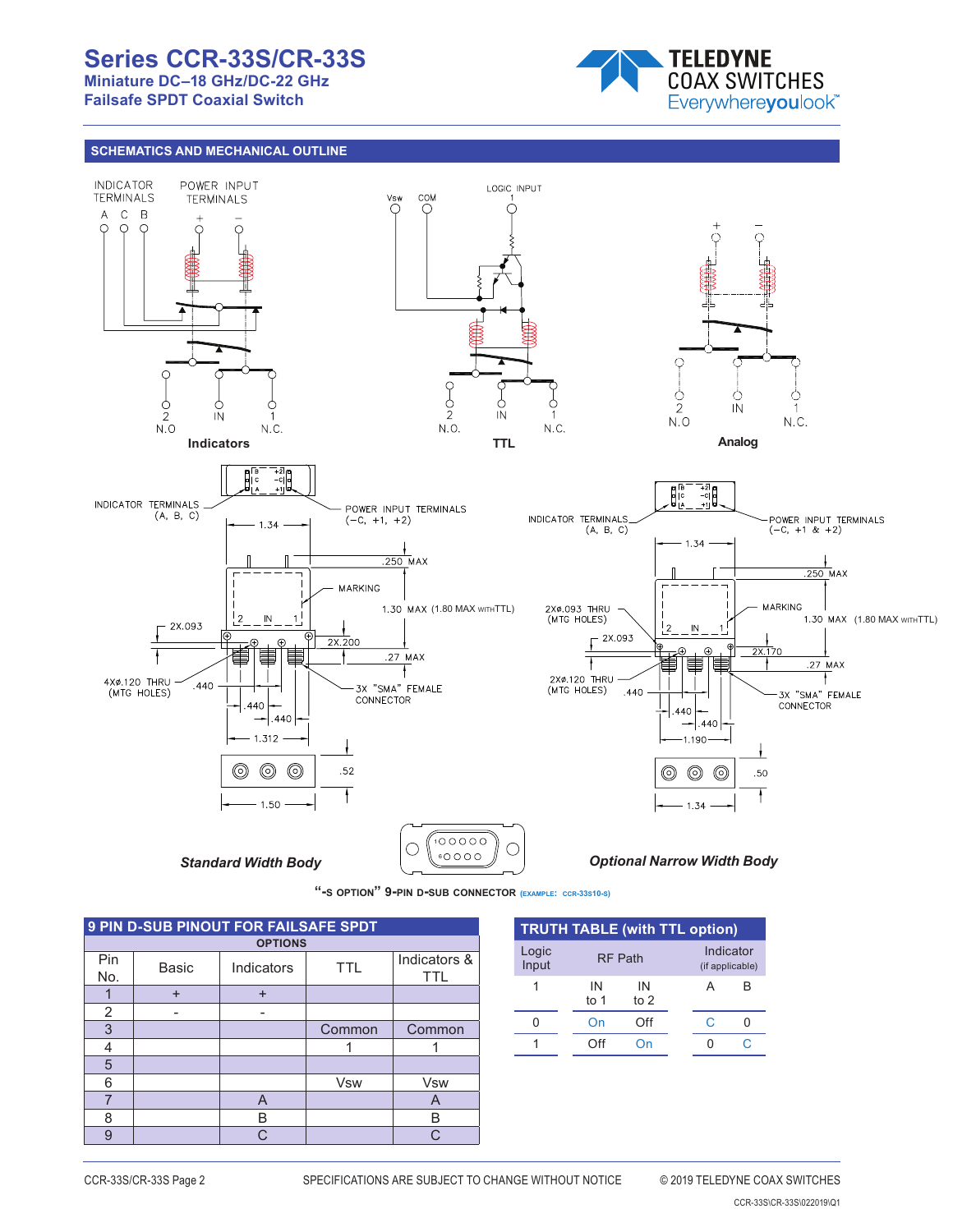# Series CCR-33S/CR-33S

**Miniature DC–18 GHz/DC-22 GHz**
**Failsafe SPDT Coaxial Switch**

## SCHEMATICS AND MECHANICAL OUTLINE

INDICATOR TERMINALS A C B — POWER INPUT TERMINALS + −

2 N.O — IN — 1 N.C.

**Indicators**

Vsw — COM — LOGIC INPUT 1

2 N.O. — IN — 1 N.C.

**TTL**

+ −

2 N.O — IN — 1 N.C.

**Analog**

INDICATOR TERMINALS (A, B, C) — POWER INPUT TERMINALS (−C, +1, +2)

1.34 — .250 MAX — MARKING — 1.30 MAX (1.80 MAX WITH TTL) — 2X.093 — 2X.200 — .27 MAX — 4Xø.120 THRU (MTG HOLES) — .440 — .440 — .440 — 3X "SMA" FEMALE CONNECTOR — 1.312 — .52 — 1.50

*Standard Width Body*

INDICATOR TERMINALS (A, B, C) — POWER INPUT TERMINALS (−C, +1 & +2)

1.34 — .250 MAX — 2Xø.093 THRU (MTG HOLES) — MARKING — 1.30 MAX (1.80 MAX WITH TTL) — 2X.093 — 2X.170 — .27 MAX — 2Xø.120 THRU (MTG HOLES) — .440 — .440 — .440 — 3X "SMA" FEMALE CONNECTOR — 1.190 — .50 — 1.34

*Optional Narrow Width Body*

**"-S OPTION" 9-PIN D-SUB CONNECTOR** (EXAMPLE: CCR-33S10-S)

## 9 PIN D-SUB PINOUT FOR FAILSAFE SPDT

| Pin No. | Basic | Indicators | TTL | Indicators & TTL |
|---|---|---|---|---|
| | OPTIONS | | | |
| 1 | + | + | | |
| 2 | - | - | | |
| 3 | | | Common | Common |
| 4 | | | 1 | 1 |
| 5 | | | | |
| 6 | | | Vsw | Vsw |
| 7 | | A | | A |
| 8 | | B | | B |
| 9 | | C | | C |

## TRUTH TABLE (with TTL option)

| Logic Input | RF Path | | Indicator (if applicable) | |
|---|---|---|---|---|
| 1 | IN to 1 | IN to 2 | A | B |
| 0 | On | Off | C | 0 |
| 1 | Off | On | 0 | C |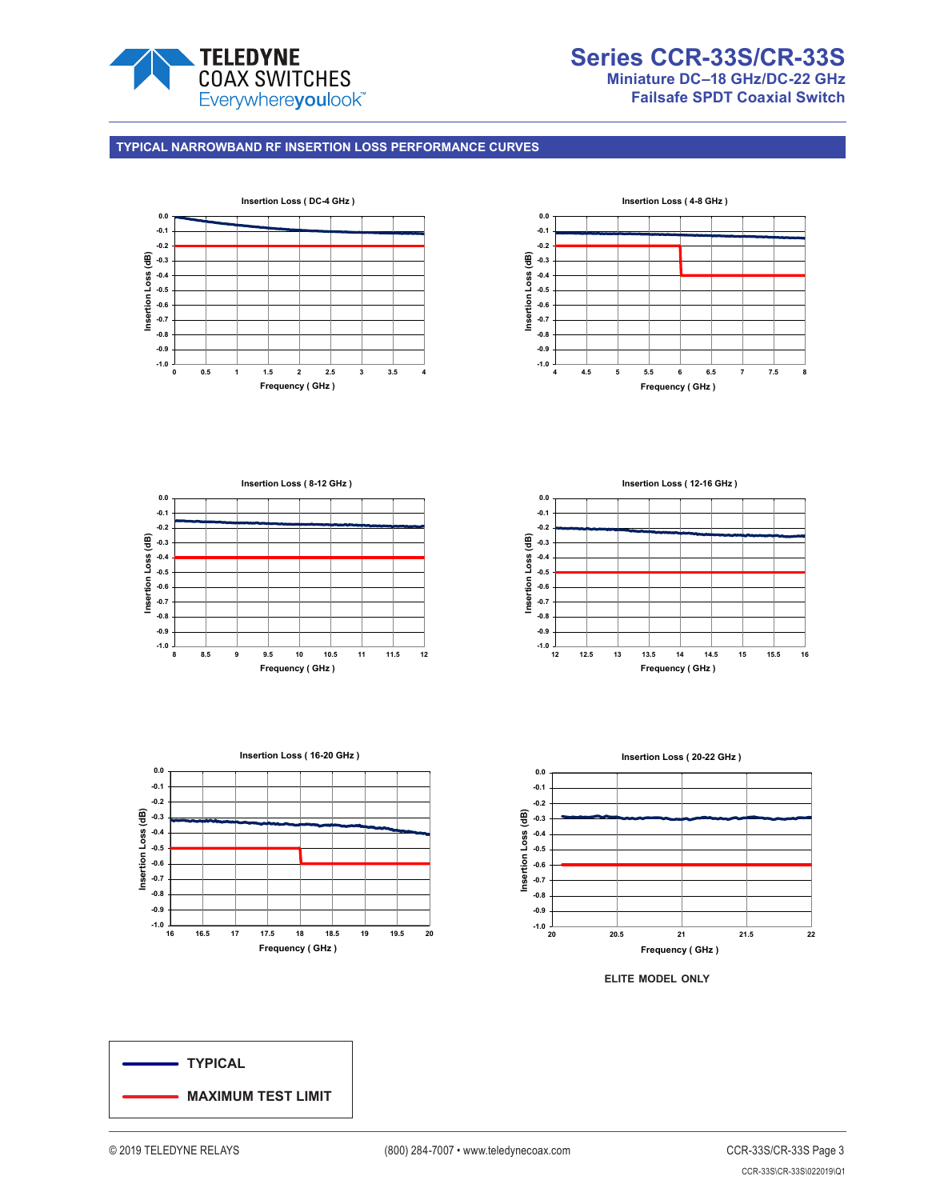## TYPICAL NARROWBAND RF INSERTION LOSS PERFORMANCE CURVES

**Insertion Loss ( DC-4 GHz )**

Insertion Loss (dB) vs. Frequency ( GHz )

**Insertion Loss ( 4-8 GHz )**

Insertion Loss (dB) vs. Frequency ( GHz )

**Insertion Loss ( 8-12 GHz )**

Insertion Loss (dB) vs. Frequency ( GHz )

**Insertion Loss ( 12-16 GHz )**

Insertion Loss (dB) vs. Frequency ( GHz )

**Insertion Loss ( 16-20 GHz )**

Insertion Loss (dB) vs. Frequency ( GHz )

**Insertion Loss ( 20-22 GHz )**

Insertion Loss (dB) vs. Frequency ( GHz )

ELITE MODEL ONLY

| Legend |
|---|
| TYPICAL |
| MAXIMUM TEST LIMIT |

© 2019 TELEDYNE RELAYS (800) 284-7007 • www.teledynecoax.com

CCR-33S\CR-33S\022019\Q1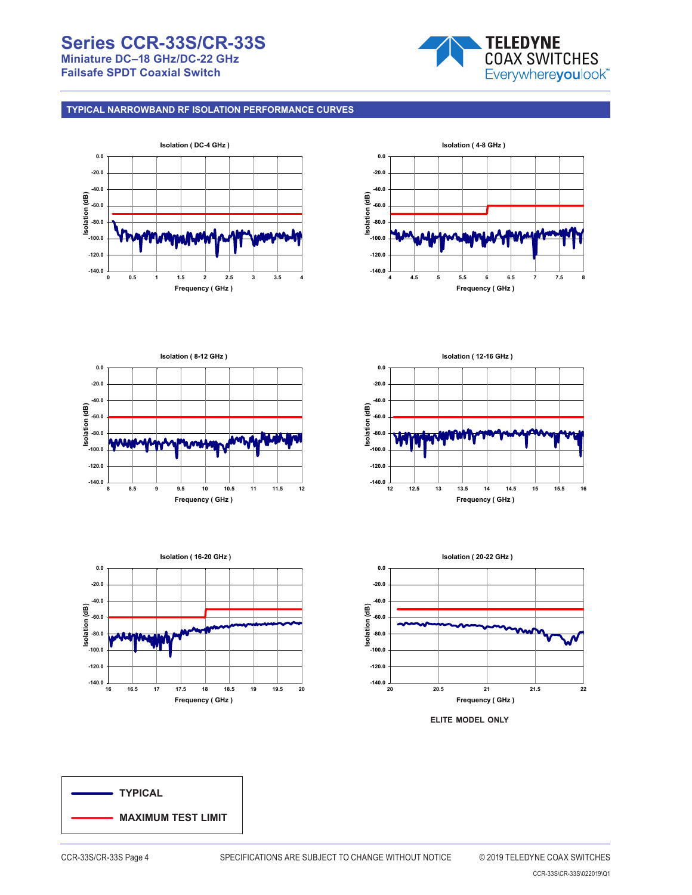## TYPICAL NARROWBAND RF ISOLATION PERFORMANCE CURVES

Isolation ( DC-4 GHz )

Isolation (dB) / Frequency ( GHz )

Isolation ( 4-8 GHz )

Isolation (dB) / Frequency ( GHz )

Isolation ( 8-12 GHz )

Isolation (dB) / Frequency ( GHz )

Isolation ( 12-16 GHz )

Isolation (dB) / Frequency ( GHz )

Isolation ( 16-20 GHz )

Isolation (dB) / Frequency ( GHz )

Isolation ( 20-22 GHz )

Isolation (dB) / Frequency ( GHz )

**ELITE MODEL ONLY**

**TYPICAL**

**MAXIMUM TEST LIMIT**

CCR-33S/CR-33S Page 4 SPECIFICATIONS ARE SUBJECT TO CHANGE WITHOUT NOTICE © 2019 TELEDYNE COAX SWITCHES

CCR-33S\CR-33S\022019\Q1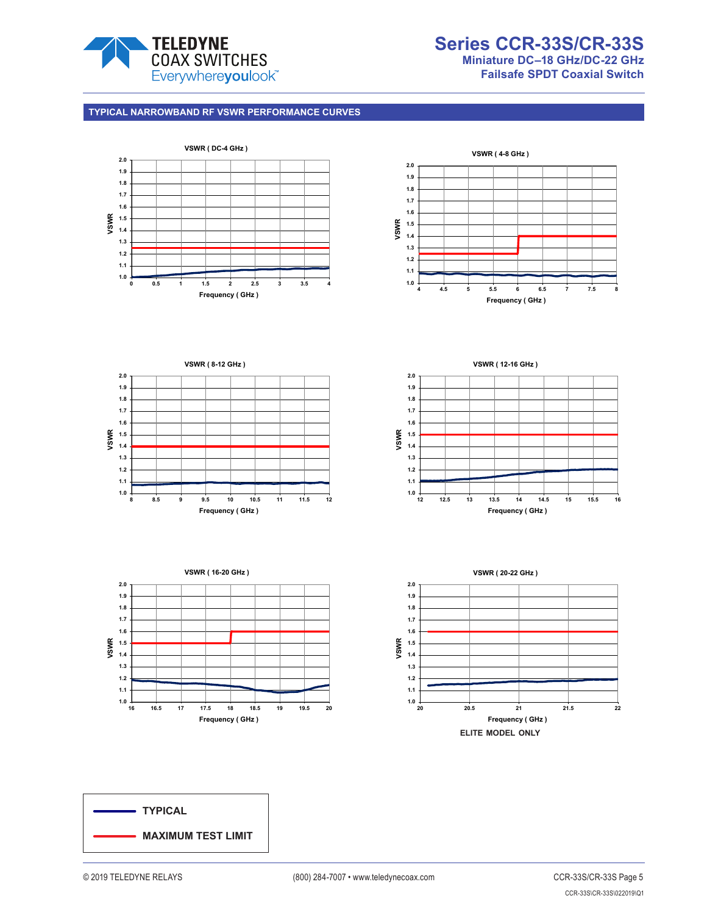## TYPICAL NARROWBAND RF VSWR PERFORMANCE CURVES

VSWR ( DC-4 GHz )

VSWR ( 4-8 GHz )

VSWR ( 8-12 GHz )

VSWR ( 12-16 GHz )

VSWR ( 16-20 GHz )

VSWR ( 20-22 GHz )

ELITE MODEL ONLY

| | |
|---|---|
| TYPICAL | (blue line) |
| MAXIMUM TEST LIMIT | (red line) |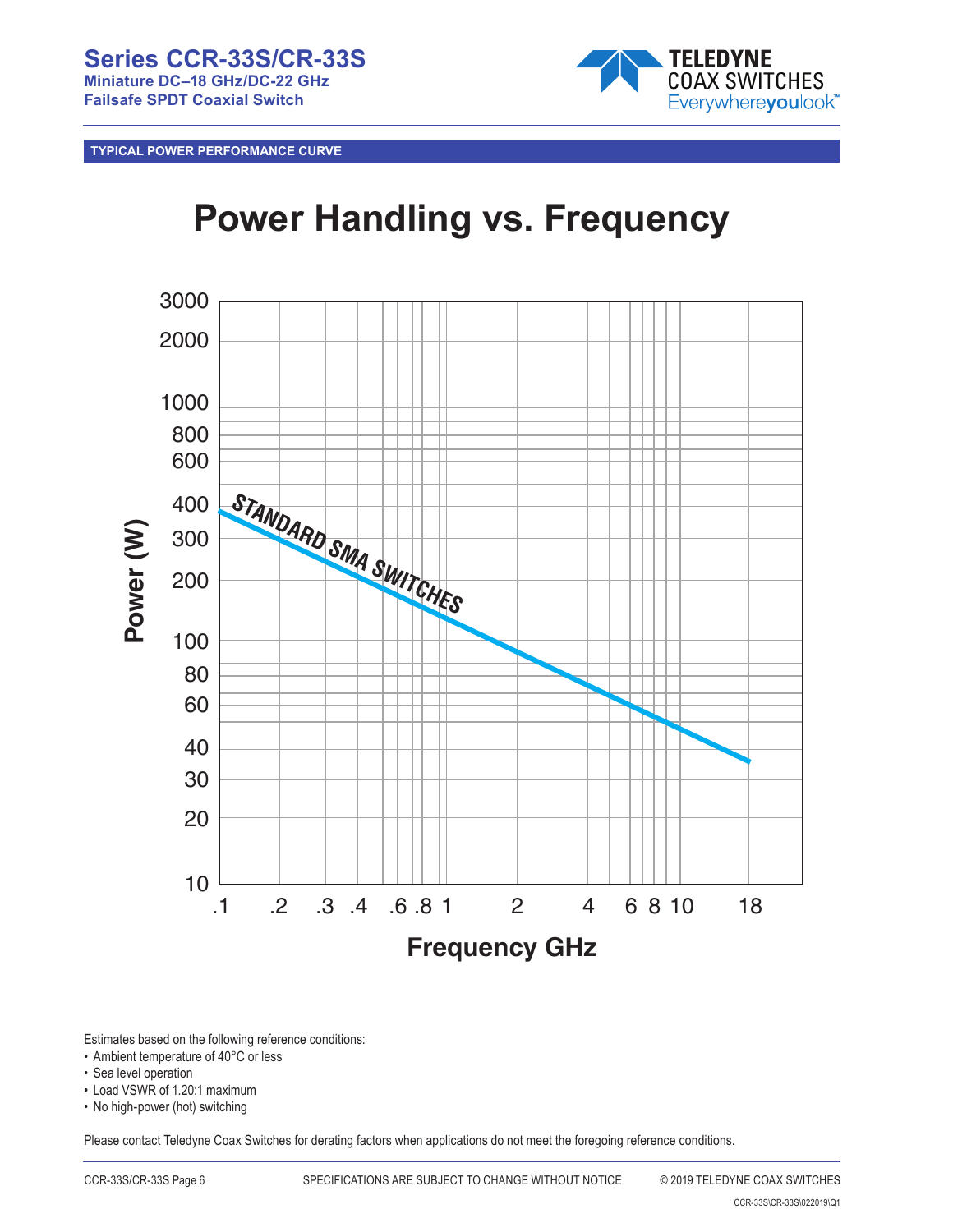# Series CCR-33S/CR-33S

**Miniature DC–18 GHz/DC-22 GHz**
**Failsafe SPDT Coaxial Switch**

## TYPICAL POWER PERFORMANCE CURVE

## Power Handling vs. Frequency

Power (W): 10, 20, 30, 40, 60, 80, 100, 200, 300, 400, 600, 800, 1000, 2000, 3000

Frequency GHz: .1, .2, .3, .4, .6, .8, 1, 2, 4, 6, 8, 10, 18

STANDARD SMA SWITCHES

Estimates based on the following reference conditions:

- Ambient temperature of 40°C or less
- Sea level operation
- Load VSWR of 1.20:1 maximum
- No high-power (hot) switching

Please contact Teledyne Coax Switches for derating factors when applications do not meet the foregoing reference conditions.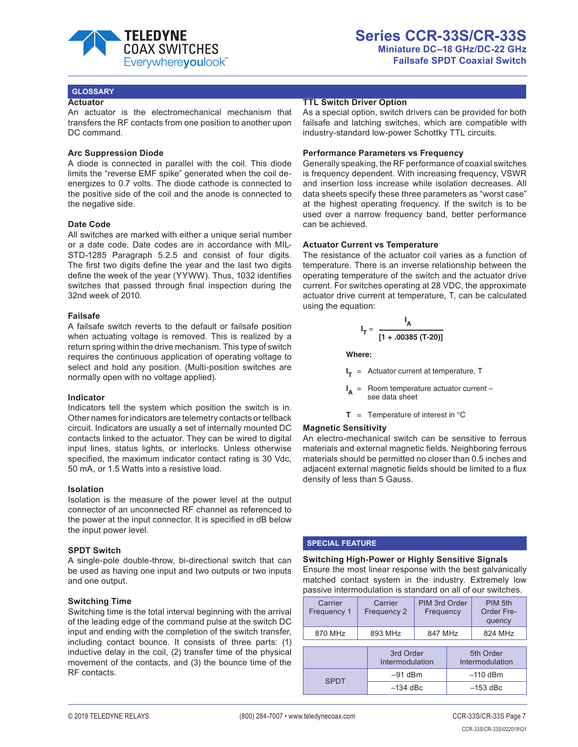# Series CCR-33S/CR-33S

**Miniature DC–18 GHz/DC-22 GHz**
**Failsafe SPDT Coaxial Switch**

## GLOSSARY

### Actuator

An actuator is the electromechanical mechanism that transfers the RF contacts from one position to another upon DC command.

### Arc Suppression Diode

A diode is connected in parallel with the coil. This diode limits the “reverse EMF spike” generated when the coil de-energizes to 0.7 volts. The diode cathode is connected to the positive side of the coil and the anode is connected to the negative side.

### Date Code

All switches are marked with either a unique serial number or a date code. Date codes are in accordance with MIL-STD-1285 Paragraph 5.2.5 and consist of four digits. The first two digits define the year and the last two digits define the week of the year (YYWW). Thus, 1032 identifies switches that passed through final inspection during the 32nd week of 2010.

### Failsafe

A failsafe switch reverts to the default or failsafe position when actuating voltage is removed. This is realized by a return spring within the drive mechanism. This type of switch requires the continuous application of operating voltage to select and hold any position. (Multi-position switches are normally open with no voltage applied).

### Indicator

Indicators tell the system which position the switch is in. Other names for indicators are telemetry contacts or tellback circuit. Indicators are usually a set of internally mounted DC contacts linked to the actuator. They can be wired to digital input lines, status lights, or interlocks. Unless otherwise specified, the maximum indicator contact rating is 30 Vdc, 50 mA, or 1.5 Watts into a resistive load.

### Isolation

Isolation is the measure of the power level at the output connector of an unconnected RF channel as referenced to the power at the input connector. It is specified in dB below the input power level.

### SPDT Switch

A single-pole double-throw, bi-directional switch that can be used as having one input and two outputs or two inputs and one output.

### Switching Time

Switching time is the total interval beginning with the arrival of the leading edge of the command pulse at the switch DC input and ending with the completion of the switch transfer, including contact bounce. It consists of three parts: (1) inductive delay in the coil, (2) transfer time of the physical movement of the contacts, and (3) the bounce time of the RF contacts.

### TTL Switch Driver Option

As a special option, switch drivers can be provided for both failsafe and latching switches, which are compatible with industry-standard low-power Schottky TTL circuits.

### Performance Parameters vs Frequency

Generally speaking, the RF performance of coaxial switches is frequency dependent. With increasing frequency, VSWR and insertion loss increase while isolation decreases. All data sheets specify these three parameters as “worst case” at the highest operating frequency. If the switch is to be used over a narrow frequency band, better performance can be achieved.

### Actuator Current vs Temperature

The resistance of the actuator coil varies as a function of temperature. There is an inverse relationship between the operating temperature of the switch and the actuator drive current. For switches operating at 28 VDC, the approximate actuator drive current at temperature, T, can be calculated using the equation:

$$I_T = \frac{I_A}{[1 + .00385\,(T-20)]}$$

**Where:**

- $I_T$ = Actuator current at temperature, T
- $I_A$ = Room temperature actuator current – see data sheet
- $T$ = Temperature of interest in °C

### Magnetic Sensitivity

An electro-mechanical switch can be sensitive to ferrous materials and external magnetic fields. Neighboring ferrous materials should be permitted no closer than 0.5 inches and adjacent external magnetic fields should be limited to a flux density of less than 5 Gauss.

## SPECIAL FEATURE

### Switching High-Power or Highly Sensitive Signals

Ensure the most linear response with the best galvanically matched contact system in the industry. Extremely low passive intermodulation is standard on all of our switches.

| Carrier Frequency 1 | Carrier Frequency 2 | PIM 3rd Order Frequency | PIM 5th Order Frequency |
|---|---|---|---|
| 870 MHz | 893 MHz | 847 MHz | 824 MHz |

| | 3rd Order Intermodulation | 5th Order Intermodulation |
|---|---|---|
| SPDT | –91 dBm | –110 dBm |
| | –134 dBc | –153 dBc |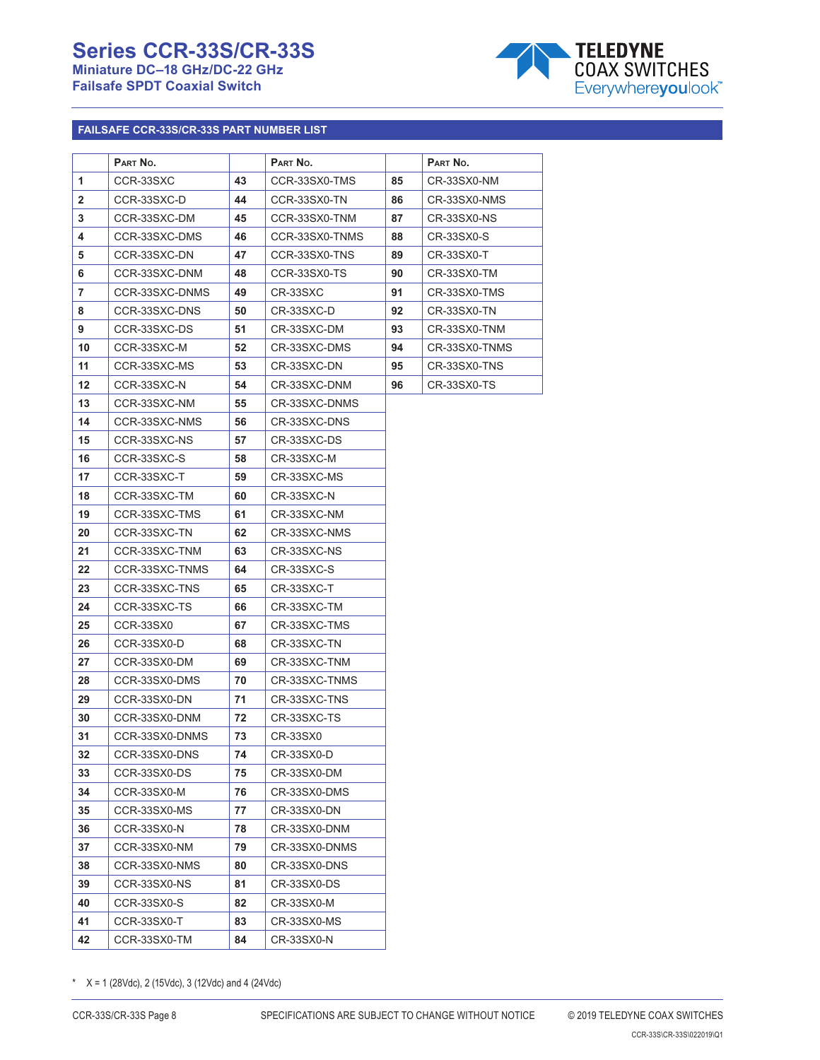# Series CCR-33S/CR-33S

**Miniature DC–18 GHz/DC-22 GHz**

**Failsafe SPDT Coaxial Switch**

## FAILSAFE CCR-33S/CR-33S PART NUMBER LIST

| | Part No. | | Part No. | | Part No. |
|---|---|---|---|---|---|
| **1** | CCR-33SXC | **43** | CCR-33SX0-TMS | **85** | CR-33SX0-NM |
| **2** | CCR-33SXC-D | **44** | CCR-33SX0-TN | **86** | CR-33SX0-NMS |
| **3** | CCR-33SXC-DM | **45** | CCR-33SX0-TNM | **87** | CR-33SX0-NS |
| **4** | CCR-33SXC-DMS | **46** | CCR-33SX0-TNMS | **88** | CR-33SX0-S |
| **5** | CCR-33SXC-DN | **47** | CCR-33SX0-TNS | **89** | CR-33SX0-T |
| **6** | CCR-33SXC-DNM | **48** | CCR-33SX0-TS | **90** | CR-33SX0-TM |
| **7** | CCR-33SXC-DNMS | **49** | CR-33SXC | **91** | CR-33SX0-TMS |
| **8** | CCR-33SXC-DNS | **50** | CR-33SXC-D | **92** | CR-33SX0-TN |
| **9** | CCR-33SXC-DS | **51** | CR-33SXC-DM | **93** | CR-33SX0-TNM |
| **10** | CCR-33SXC-M | **52** | CR-33SXC-DMS | **94** | CR-33SX0-TNMS |
| **11** | CCR-33SXC-MS | **53** | CR-33SXC-DN | **95** | CR-33SX0-TNS |
| **12** | CCR-33SXC-N | **54** | CR-33SXC-DNM | **96** | CR-33SX0-TS |
| **13** | CCR-33SXC-NM | **55** | CR-33SXC-DNMS | | |
| **14** | CCR-33SXC-NMS | **56** | CR-33SXC-DNS | | |
| **15** | CCR-33SXC-NS | **57** | CR-33SXC-DS | | |
| **16** | CCR-33SXC-S | **58** | CR-33SXC-M | | |
| **17** | CCR-33SXC-T | **59** | CR-33SXC-MS | | |
| **18** | CCR-33SXC-TM | **60** | CR-33SXC-N | | |
| **19** | CCR-33SXC-TMS | **61** | CR-33SXC-NM | | |
| **20** | CCR-33SXC-TN | **62** | CR-33SXC-NMS | | |
| **21** | CCR-33SXC-TNM | **63** | CR-33SXC-NS | | |
| **22** | CCR-33SXC-TNMS | **64** | CR-33SXC-S | | |
| **23** | CCR-33SXC-TNS | **65** | CR-33SXC-T | | |
| **24** | CCR-33SXC-TS | **66** | CR-33SXC-TM | | |
| **25** | CCR-33SX0 | **67** | CR-33SXC-TMS | | |
| **26** | CCR-33SX0-D | **68** | CR-33SXC-TN | | |
| **27** | CCR-33SX0-DM | **69** | CR-33SXC-TNM | | |
| **28** | CCR-33SX0-DMS | **70** | CR-33SXC-TNMS | | |
| **29** | CCR-33SX0-DN | **71** | CR-33SXC-TNS | | |
| **30** | CCR-33SX0-DNM | **72** | CR-33SXC-TS | | |
| **31** | CCR-33SX0-DNMS | **73** | CR-33SX0 | | |
| **32** | CCR-33SX0-DNS | **74** | CR-33SX0-D | | |
| **33** | CCR-33SX0-DS | **75** | CR-33SX0-DM | | |
| **34** | CCR-33SX0-M | **76** | CR-33SX0-DMS | | |
| **35** | CCR-33SX0-MS | **77** | CR-33SX0-DN | | |
| **36** | CCR-33SX0-N | **78** | CR-33SX0-DNM | | |
| **37** | CCR-33SX0-NM | **79** | CR-33SX0-DNMS | | |
| **38** | CCR-33SX0-NMS | **80** | CR-33SX0-DNS | | |
| **39** | CCR-33SX0-NS | **81** | CR-33SX0-DS | | |
| **40** | CCR-33SX0-S | **82** | CR-33SX0-M | | |
| **41** | CCR-33SX0-T | **83** | CR-33SX0-MS | | |
| **42** | CCR-33SX0-TM | **84** | CR-33SX0-N | | |

* X = 1 (28Vdc), 2 (15Vdc), 3 (12Vdc) and 4 (24Vdc)

SPECIFICATIONS ARE SUBJECT TO CHANGE WITHOUT NOTICE

© 2019 TELEDYNE COAX SWITCHES